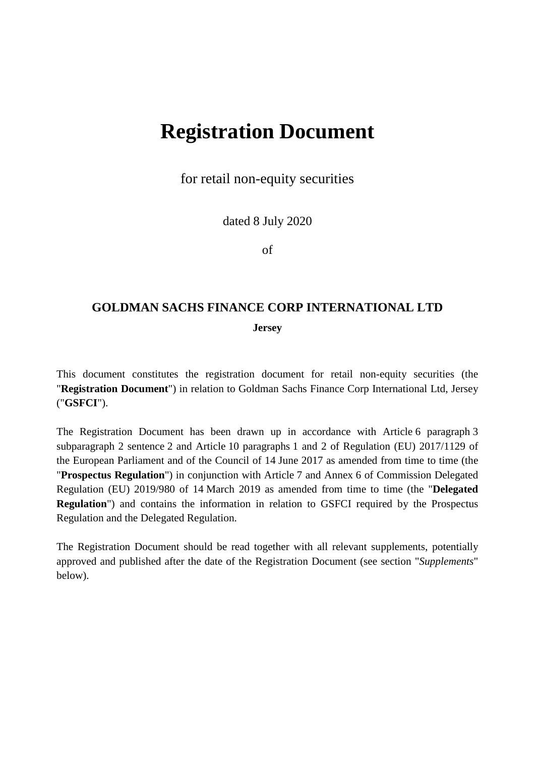# Registration Document

for retail non-equity securities

dated 8 July 2020

of

## GOLDMAN SACHS FINANCE CORP INTERNATIONAL LTD

**Jersey**

This document constitutes the registration document for retail non-equity securities (the "**Registration Document**") in relation to Goldman Sachs Finance Corp International Ltd, Jersey ("**GSFCI**").

The Registration Document has been drawn up in accordance with Article 6 paragraph 3 subparagraph 2 sentence 2 and Article 10 paragraphs 1 and 2 of Regulation (EU) 2017/1129 of the European Parliament and of the Council of 14 June 2017 as amended from time to time (the "**Prospectus Regulation**") in conjunction with Article 7 and Annex 6 of Commission Delegated Regulation (EU) 2019/980 of 14 March 2019 as amended from time to time (the "**Delegated Regulation**") and contains the information in relation to GSFCI required by the Prospectus Regulation and the Delegated Regulation.

The Registration Document should be read together with all relevant supplements, potentially approved and published after the date of the Registration Document (see section "*Supplements*" below).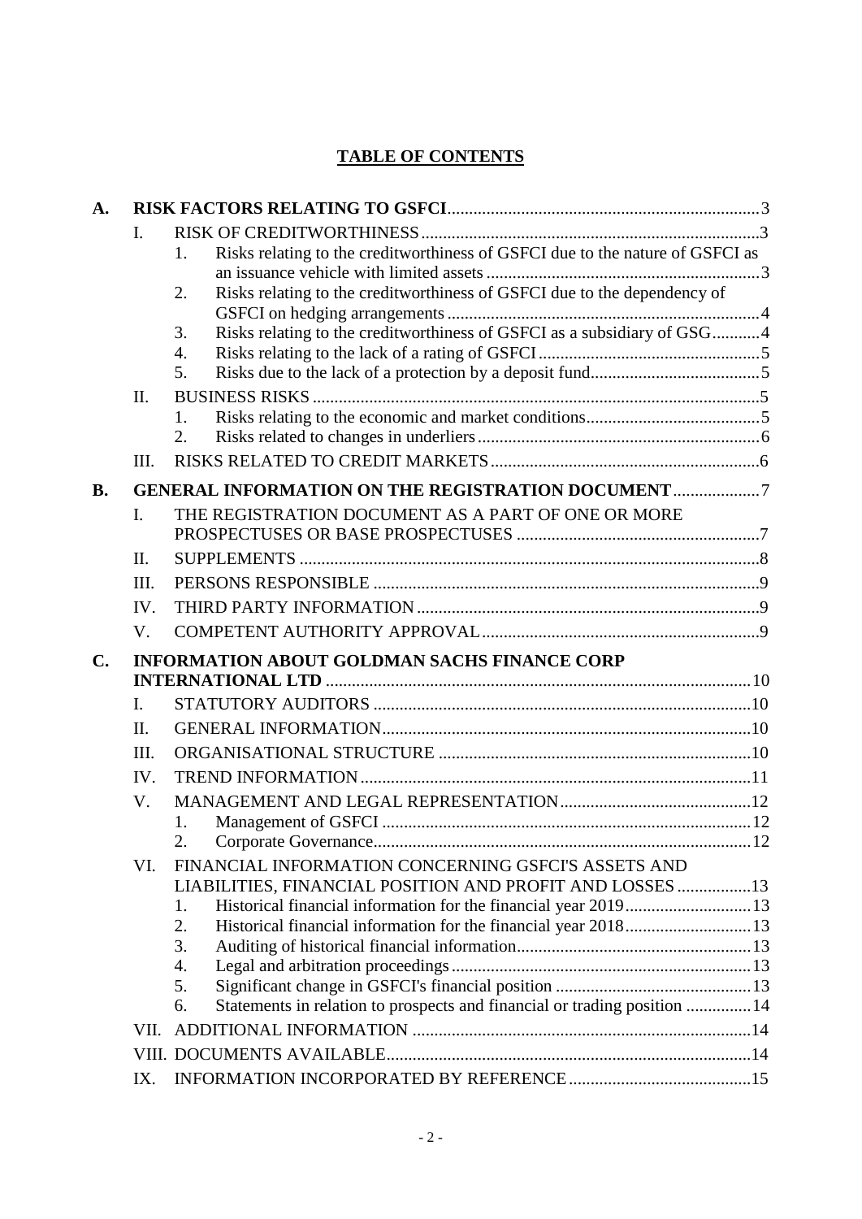# TABLE OF CONTENTS

**A. RISK FACTORS RELATING TO GSFCI** ... 3

- I. RISK OF CREDITWORTHINESS ... 3
  1. Risks relating to the creditworthiness of GSFCI due to the nature of GSFCI as an issuance vehicle with limited assets ... 3
  2. Risks relating to the creditworthiness of GSFCI due to the dependency of GSFCI on hedging arrangements ... 4
  3. Risks relating to the creditworthiness of GSFCI as a subsidiary of GSG ... 4
  4. Risks relating to the lack of a rating of GSFCI ... 5
  5. Risks due to the lack of a protection by a deposit fund ... 5
- II. BUSINESS RISKS ... 5
  1. Risks relating to the economic and market conditions ... 5
  2. Risks related to changes in underliers ... 6
- III. RISKS RELATED TO CREDIT MARKETS ... 6

**B. GENERAL INFORMATION ON THE REGISTRATION DOCUMENT** ... 7

- I. THE REGISTRATION DOCUMENT AS A PART OF ONE OR MORE PROSPECTUSES OR BASE PROSPECTUSES ... 7
- II. SUPPLEMENTS ... 8
- III. PERSONS RESPONSIBLE ... 9
- IV. THIRD PARTY INFORMATION ... 9
- V. COMPETENT AUTHORITY APPROVAL ... 9

**C. INFORMATION ABOUT GOLDMAN SACHS FINANCE CORP INTERNATIONAL LTD** ... 10

- I. STATUTORY AUDITORS ... 10
- II. GENERAL INFORMATION ... 10
- III. ORGANISATIONAL STRUCTURE ... 10
- IV. TREND INFORMATION ... 11
- V. MANAGEMENT AND LEGAL REPRESENTATION ... 12
  1. Management of GSFCI ... 12
  2. Corporate Governance ... 12
- VI. FINANCIAL INFORMATION CONCERNING GSFCI'S ASSETS AND LIABILITIES, FINANCIAL POSITION AND PROFIT AND LOSSES ... 13
  1. Historical financial information for the financial year 2019 ... 13
  2. Historical financial information for the financial year 2018 ... 13
  3. Auditing of historical financial information ... 13
  4. Legal and arbitration proceedings ... 13
  5. Significant change in GSFCI's financial position ... 13
  6. Statements in relation to prospects and financial or trading position ... 14
- VII. ADDITIONAL INFORMATION ... 14
- VIII. DOCUMENTS AVAILABLE ... 14
- IX. INFORMATION INCORPORATED BY REFERENCE ... 15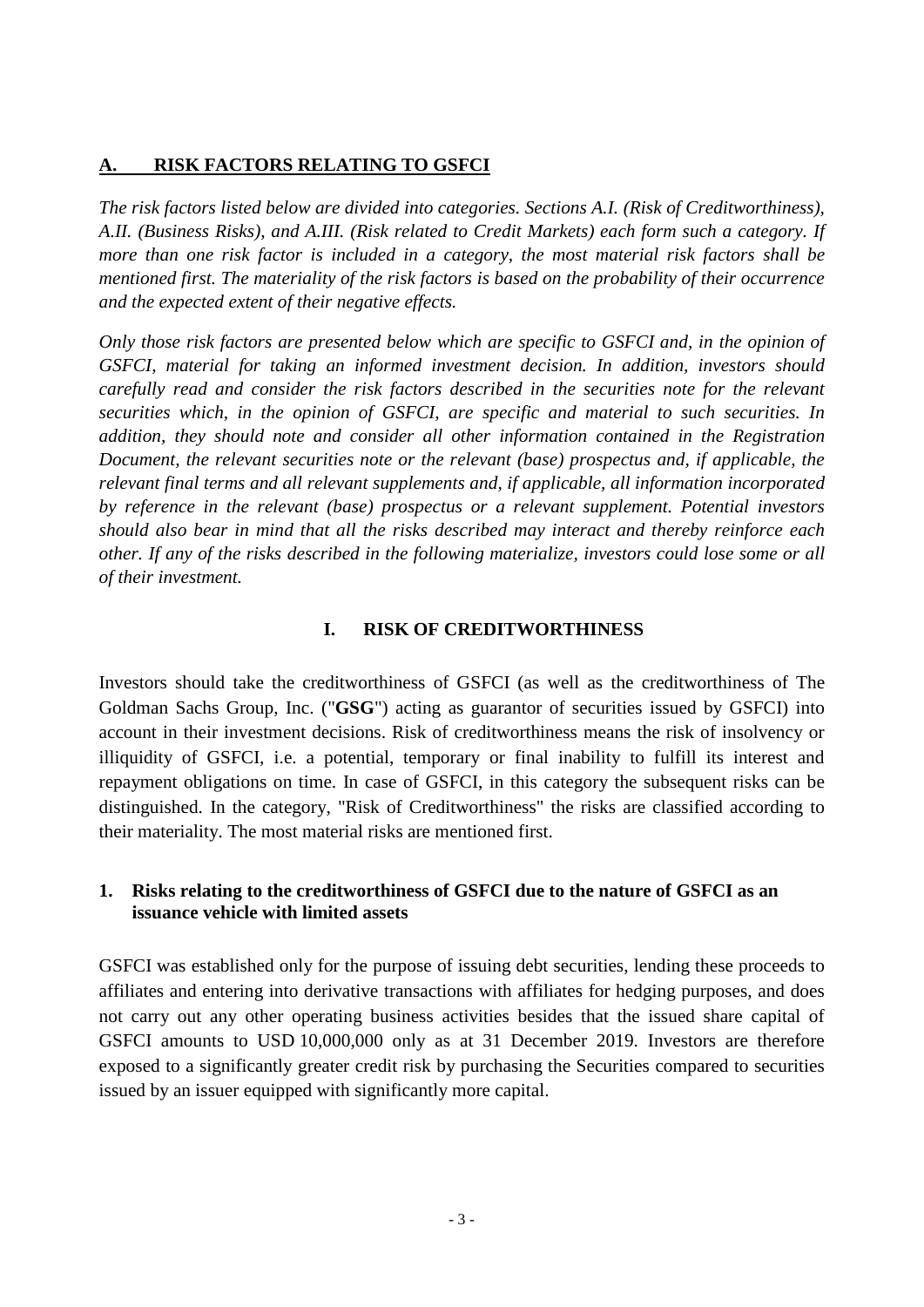## A. RISK FACTORS RELATING TO GSFCI

*The risk factors listed below are divided into categories. Sections A.I. (Risk of Creditworthiness), A.II. (Business Risks), and A.III. (Risk related to Credit Markets) each form such a category. If more than one risk factor is included in a category, the most material risk factors shall be mentioned first. The materiality of the risk factors is based on the probability of their occurrence and the expected extent of their negative effects.*

*Only those risk factors are presented below which are specific to GSFCI and, in the opinion of GSFCI, material for taking an informed investment decision. In addition, investors should carefully read and consider the risk factors described in the securities note for the relevant securities which, in the opinion of GSFCI, are specific and material to such securities. In addition, they should note and consider all other information contained in the Registration Document, the relevant securities note or the relevant (base) prospectus and, if applicable, the relevant final terms and all relevant supplements and, if applicable, all information incorporated by reference in the relevant (base) prospectus or a relevant supplement. Potential investors should also bear in mind that all the risks described may interact and thereby reinforce each other. If any of the risks described in the following materialize, investors could lose some or all of their investment.*

### I. RISK OF CREDITWORTHINESS

Investors should take the creditworthiness of GSFCI (as well as the creditworthiness of The Goldman Sachs Group, Inc. ("**GSG**") acting as guarantor of securities issued by GSFCI) into account in their investment decisions. Risk of creditworthiness means the risk of insolvency or illiquidity of GSFCI, i.e. a potential, temporary or final inability to fulfill its interest and repayment obligations on time. In case of GSFCI, in this category the subsequent risks can be distinguished. In the category, "Risk of Creditworthiness" the risks are classified according to their materiality. The most material risks are mentioned first.

#### 1. Risks relating to the creditworthiness of GSFCI due to the nature of GSFCI as an issuance vehicle with limited assets

GSFCI was established only for the purpose of issuing debt securities, lending these proceeds to affiliates and entering into derivative transactions with affiliates for hedging purposes, and does not carry out any other operating business activities besides that the issued share capital of GSFCI amounts to USD 10,000,000 only as at 31 December 2019. Investors are therefore exposed to a significantly greater credit risk by purchasing the Securities compared to securities issued by an issuer equipped with significantly more capital.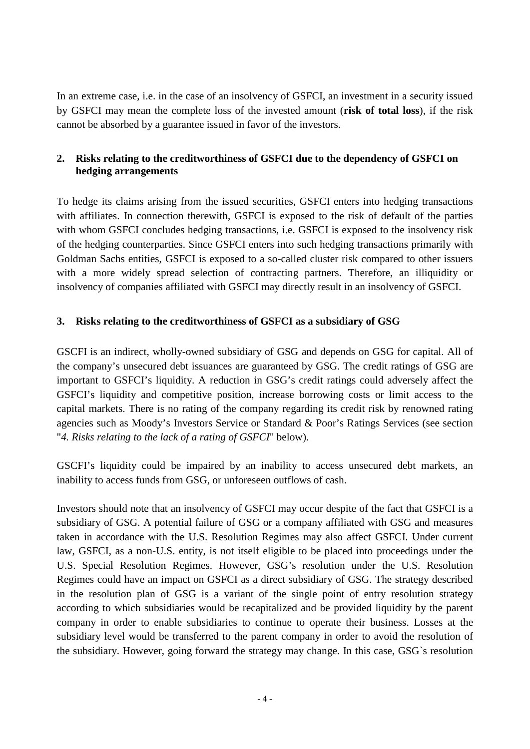In an extreme case, i.e. in the case of an insolvency of GSFCI, an investment in a security issued by GSFCI may mean the complete loss of the invested amount (**risk of total loss**), if the risk cannot be absorbed by a guarantee issued in favor of the investors.

## 2. Risks relating to the creditworthiness of GSFCI due to the dependency of GSFCI on hedging arrangements

To hedge its claims arising from the issued securities, GSFCI enters into hedging transactions with affiliates. In connection therewith, GSFCI is exposed to the risk of default of the parties with whom GSFCI concludes hedging transactions, i.e. GSFCI is exposed to the insolvency risk of the hedging counterparties. Since GSFCI enters into such hedging transactions primarily with Goldman Sachs entities, GSFCI is exposed to a so-called cluster risk compared to other issuers with a more widely spread selection of contracting partners. Therefore, an illiquidity or insolvency of companies affiliated with GSFCI may directly result in an insolvency of GSFCI.

## 3. Risks relating to the creditworthiness of GSFCI as a subsidiary of GSG

GSCFI is an indirect, wholly-owned subsidiary of GSG and depends on GSG for capital. All of the company's unsecured debt issuances are guaranteed by GSG. The credit ratings of GSG are important to GSFCI's liquidity. A reduction in GSG's credit ratings could adversely affect the GSFCI's liquidity and competitive position, increase borrowing costs or limit access to the capital markets. There is no rating of the company regarding its credit risk by renowned rating agencies such as Moody's Investors Service or Standard & Poor's Ratings Services (see section "*4. Risks relating to the lack of a rating of GSFCI*" below).

GSCFI's liquidity could be impaired by an inability to access unsecured debt markets, an inability to access funds from GSG, or unforeseen outflows of cash.

Investors should note that an insolvency of GSFCI may occur despite of the fact that GSFCI is a subsidiary of GSG. A potential failure of GSG or a company affiliated with GSG and measures taken in accordance with the U.S. Resolution Regimes may also affect GSFCI. Under current law, GSFCI, as a non-U.S. entity, is not itself eligible to be placed into proceedings under the U.S. Special Resolution Regimes. However, GSG's resolution under the U.S. Resolution Regimes could have an impact on GSFCI as a direct subsidiary of GSG. The strategy described in the resolution plan of GSG is a variant of the single point of entry resolution strategy according to which subsidiaries would be recapitalized and be provided liquidity by the parent company in order to enable subsidiaries to continue to operate their business. Losses at the subsidiary level would be transferred to the parent company in order to avoid the resolution of the subsidiary. However, going forward the strategy may change. In this case, GSG`s resolution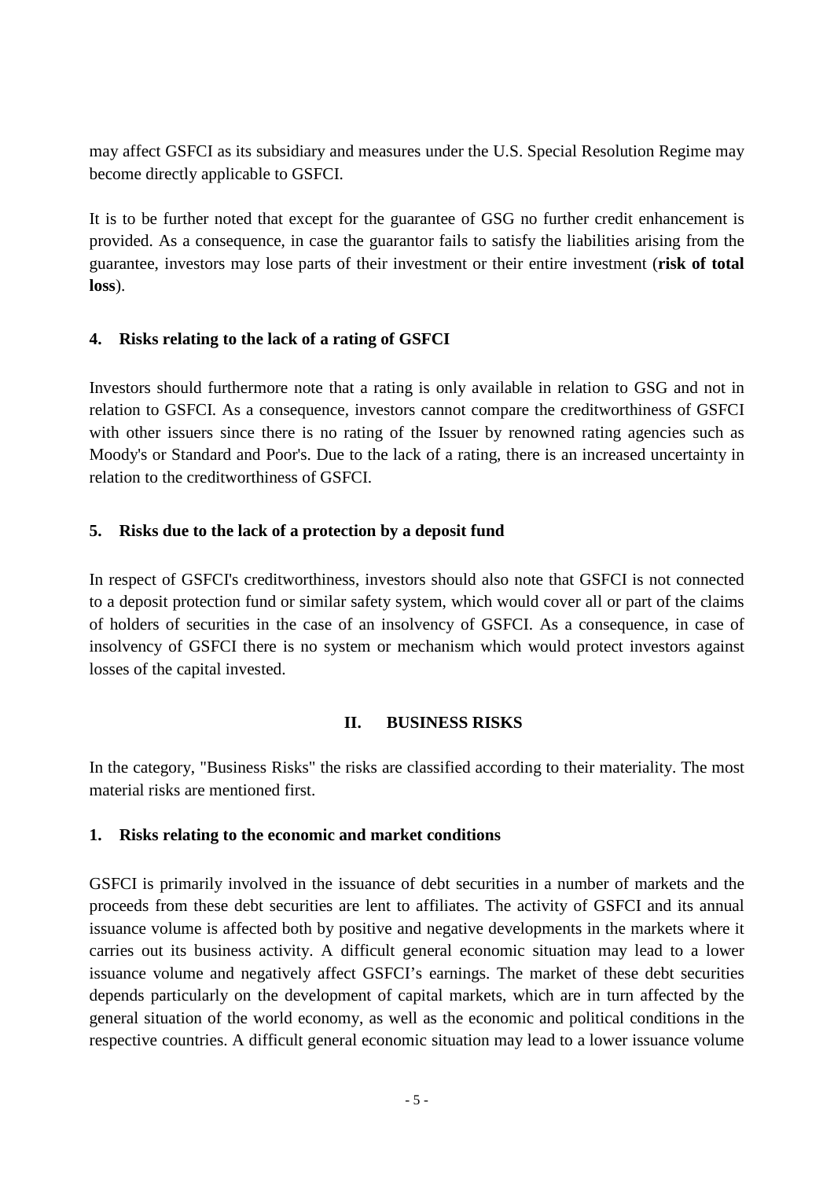may affect GSFCI as its subsidiary and measures under the U.S. Special Resolution Regime may become directly applicable to GSFCI.

It is to be further noted that except for the guarantee of GSG no further credit enhancement is provided. As a consequence, in case the guarantor fails to satisfy the liabilities arising from the guarantee, investors may lose parts of their investment or their entire investment (**risk of total loss**).

### 4. Risks relating to the lack of a rating of GSFCI

Investors should furthermore note that a rating is only available in relation to GSG and not in relation to GSFCI. As a consequence, investors cannot compare the creditworthiness of GSFCI with other issuers since there is no rating of the Issuer by renowned rating agencies such as Moody's or Standard and Poor's. Due to the lack of a rating, there is an increased uncertainty in relation to the creditworthiness of GSFCI.

### 5. Risks due to the lack of a protection by a deposit fund

In respect of GSFCI's creditworthiness, investors should also note that GSFCI is not connected to a deposit protection fund or similar safety system, which would cover all or part of the claims of holders of securities in the case of an insolvency of GSFCI. As a consequence, in case of insolvency of GSFCI there is no system or mechanism which would protect investors against losses of the capital invested.

## II. BUSINESS RISKS

In the category, "Business Risks" the risks are classified according to their materiality. The most material risks are mentioned first.

### 1. Risks relating to the economic and market conditions

GSFCI is primarily involved in the issuance of debt securities in a number of markets and the proceeds from these debt securities are lent to affiliates. The activity of GSFCI and its annual issuance volume is affected both by positive and negative developments in the markets where it carries out its business activity. A difficult general economic situation may lead to a lower issuance volume and negatively affect GSFCI's earnings. The market of these debt securities depends particularly on the development of capital markets, which are in turn affected by the general situation of the world economy, as well as the economic and political conditions in the respective countries. A difficult general economic situation may lead to a lower issuance volume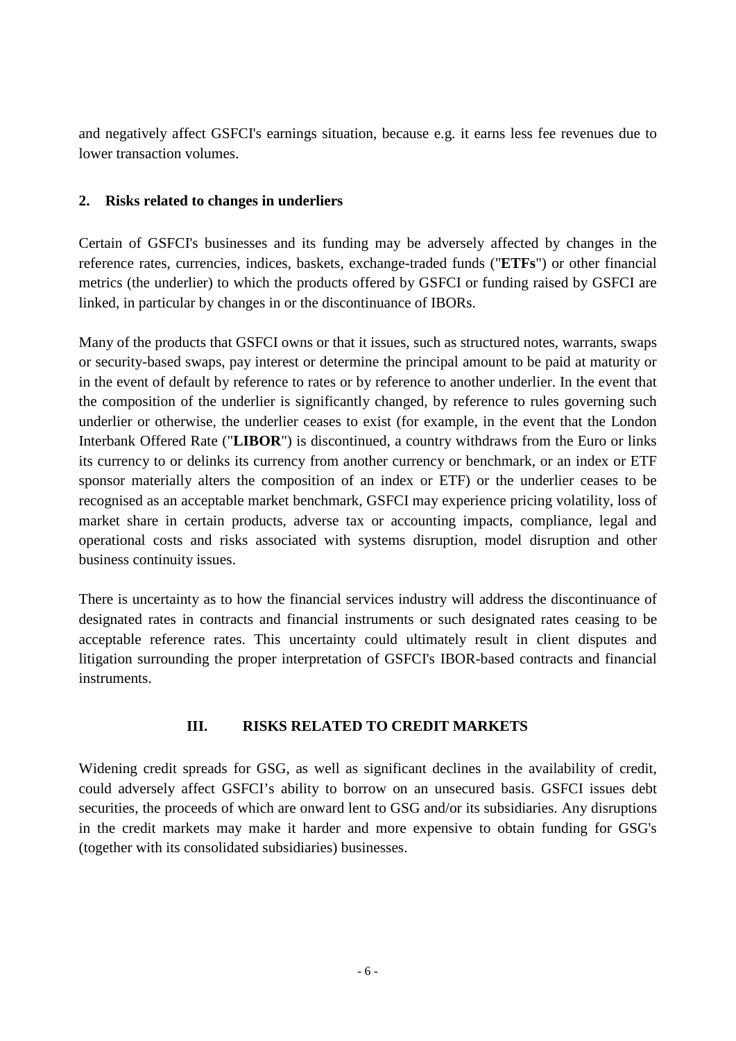and negatively affect GSFCI's earnings situation, because e.g. it earns less fee revenues due to lower transaction volumes.

### 2. Risks related to changes in underliers

Certain of GSFCI's businesses and its funding may be adversely affected by changes in the reference rates, currencies, indices, baskets, exchange-traded funds ("**ETFs**") or other financial metrics (the underlier) to which the products offered by GSFCI or funding raised by GSFCI are linked, in particular by changes in or the discontinuance of IBORs.

Many of the products that GSFCI owns or that it issues, such as structured notes, warrants, swaps or security-based swaps, pay interest or determine the principal amount to be paid at maturity or in the event of default by reference to rates or by reference to another underlier. In the event that the composition of the underlier is significantly changed, by reference to rules governing such underlier or otherwise, the underlier ceases to exist (for example, in the event that the London Interbank Offered Rate ("**LIBOR**") is discontinued, a country withdraws from the Euro or links its currency to or delinks its currency from another currency or benchmark, or an index or ETF sponsor materially alters the composition of an index or ETF) or the underlier ceases to be recognised as an acceptable market benchmark, GSFCI may experience pricing volatility, loss of market share in certain products, adverse tax or accounting impacts, compliance, legal and operational costs and risks associated with systems disruption, model disruption and other business continuity issues.

There is uncertainty as to how the financial services industry will address the discontinuance of designated rates in contracts and financial instruments or such designated rates ceasing to be acceptable reference rates. This uncertainty could ultimately result in client disputes and litigation surrounding the proper interpretation of GSFCI's IBOR-based contracts and financial instruments.

## III. RISKS RELATED TO CREDIT MARKETS

Widening credit spreads for GSG, as well as significant declines in the availability of credit, could adversely affect GSFCI's ability to borrow on an unsecured basis. GSFCI issues debt securities, the proceeds of which are onward lent to GSG and/or its subsidiaries. Any disruptions in the credit markets may make it harder and more expensive to obtain funding for GSG's (together with its consolidated subsidiaries) businesses.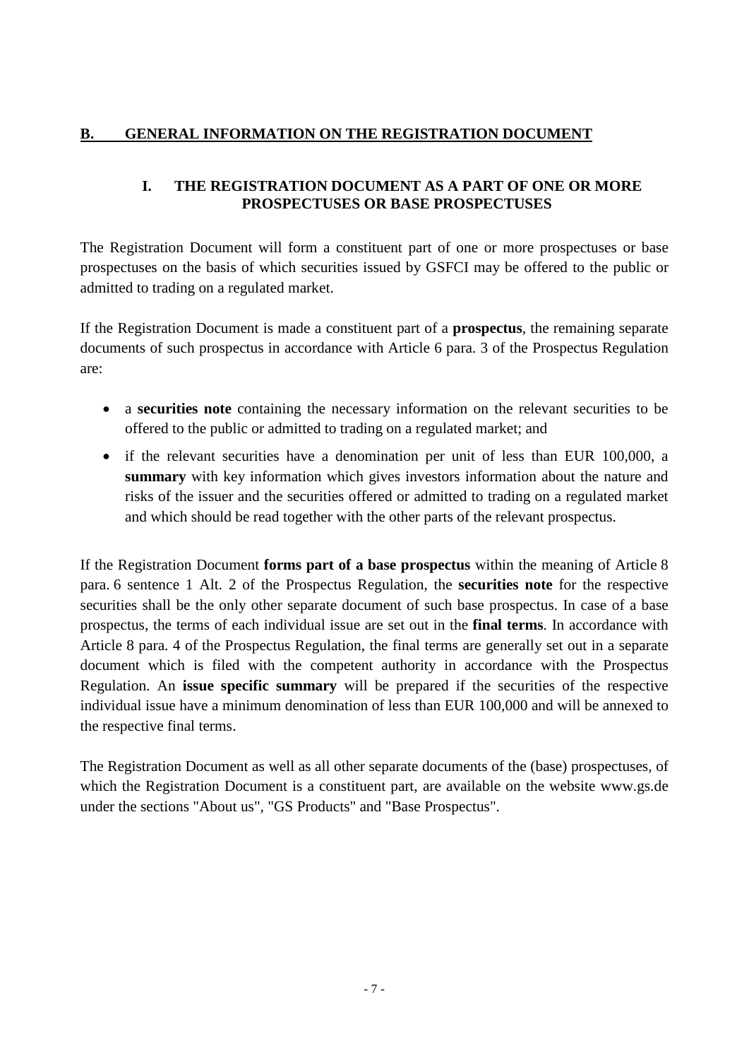## B. GENERAL INFORMATION ON THE REGISTRATION DOCUMENT

### I. THE REGISTRATION DOCUMENT AS A PART OF ONE OR MORE PROSPECTUSES OR BASE PROSPECTUSES

The Registration Document will form a constituent part of one or more prospectuses or base prospectuses on the basis of which securities issued by GSFCI may be offered to the public or admitted to trading on a regulated market.

If the Registration Document is made a constituent part of a **prospectus**, the remaining separate documents of such prospectus in accordance with Article 6 para. 3 of the Prospectus Regulation are:

- a **securities note** containing the necessary information on the relevant securities to be offered to the public or admitted to trading on a regulated market; and
- if the relevant securities have a denomination per unit of less than EUR 100,000, a **summary** with key information which gives investors information about the nature and risks of the issuer and the securities offered or admitted to trading on a regulated market and which should be read together with the other parts of the relevant prospectus.

If the Registration Document **forms part of a base prospectus** within the meaning of Article 8 para. 6 sentence 1 Alt. 2 of the Prospectus Regulation, the **securities note** for the respective securities shall be the only other separate document of such base prospectus. In case of a base prospectus, the terms of each individual issue are set out in the **final terms**. In accordance with Article 8 para. 4 of the Prospectus Regulation, the final terms are generally set out in a separate document which is filed with the competent authority in accordance with the Prospectus Regulation. An **issue specific summary** will be prepared if the securities of the respective individual issue have a minimum denomination of less than EUR 100,000 and will be annexed to the respective final terms.

The Registration Document as well as all other separate documents of the (base) prospectuses, of which the Registration Document is a constituent part, are available on the website www.gs.de under the sections "About us", "GS Products" and "Base Prospectus".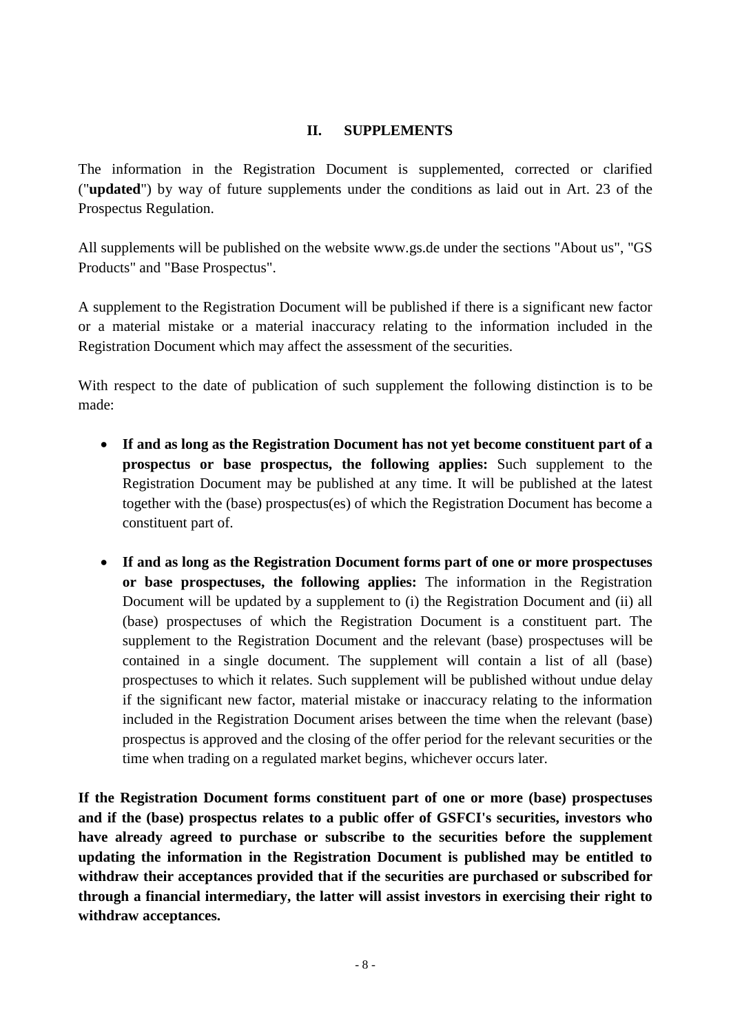## II. SUPPLEMENTS

The information in the Registration Document is supplemented, corrected or clarified ("**updated**") by way of future supplements under the conditions as laid out in Art. 23 of the Prospectus Regulation.

All supplements will be published on the website www.gs.de under the sections "About us", "GS Products" and "Base Prospectus".

A supplement to the Registration Document will be published if there is a significant new factor or a material mistake or a material inaccuracy relating to the information included in the Registration Document which may affect the assessment of the securities.

With respect to the date of publication of such supplement the following distinction is to be made:

- **If and as long as the Registration Document has not yet become constituent part of a prospectus or base prospectus, the following applies:** Such supplement to the Registration Document may be published at any time. It will be published at the latest together with the (base) prospectus(es) of which the Registration Document has become a constituent part of.
- **If and as long as the Registration Document forms part of one or more prospectuses or base prospectuses, the following applies:** The information in the Registration Document will be updated by a supplement to (i) the Registration Document and (ii) all (base) prospectuses of which the Registration Document is a constituent part. The supplement to the Registration Document and the relevant (base) prospectuses will be contained in a single document. The supplement will contain a list of all (base) prospectuses to which it relates. Such supplement will be published without undue delay if the significant new factor, material mistake or inaccuracy relating to the information included in the Registration Document arises between the time when the relevant (base) prospectus is approved and the closing of the offer period for the relevant securities or the time when trading on a regulated market begins, whichever occurs later.

**If the Registration Document forms constituent part of one or more (base) prospectuses and if the (base) prospectus relates to a public offer of GSFCI's securities, investors who have already agreed to purchase or subscribe to the securities before the supplement updating the information in the Registration Document is published may be entitled to withdraw their acceptances provided that if the securities are purchased or subscribed for through a financial intermediary, the latter will assist investors in exercising their right to withdraw acceptances.**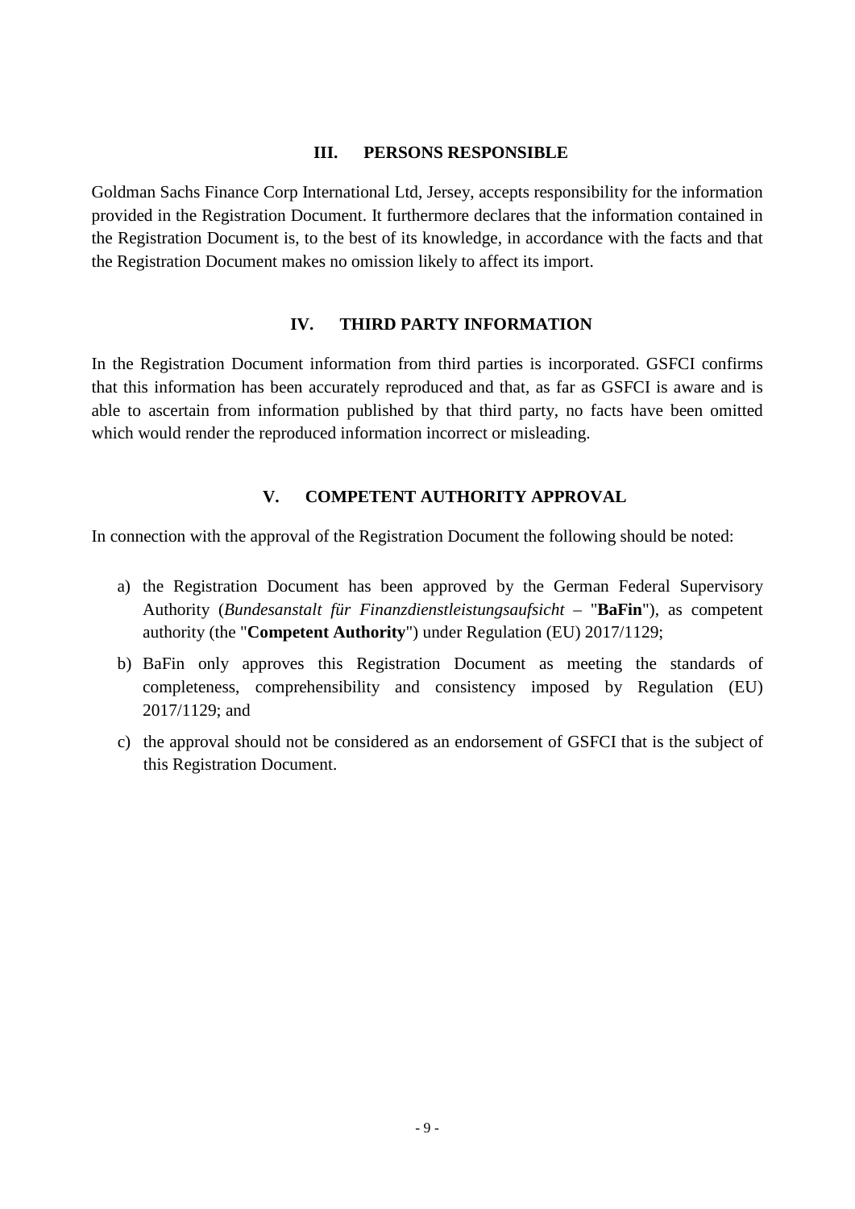## III. PERSONS RESPONSIBLE

Goldman Sachs Finance Corp International Ltd, Jersey, accepts responsibility for the information provided in the Registration Document. It furthermore declares that the information contained in the Registration Document is, to the best of its knowledge, in accordance with the facts and that the Registration Document makes no omission likely to affect its import.

## IV. THIRD PARTY INFORMATION

In the Registration Document information from third parties is incorporated. GSFCI confirms that this information has been accurately reproduced and that, as far as GSFCI is aware and is able to ascertain from information published by that third party, no facts have been omitted which would render the reproduced information incorrect or misleading.

## V. COMPETENT AUTHORITY APPROVAL

In connection with the approval of the Registration Document the following should be noted:

a) the Registration Document has been approved by the German Federal Supervisory Authority (*Bundesanstalt für Finanzdienstleistungsaufsicht* – "**BaFin**"), as competent authority (the "**Competent Authority**") under Regulation (EU) 2017/1129;

b) BaFin only approves this Registration Document as meeting the standards of completeness, comprehensibility and consistency imposed by Regulation (EU) 2017/1129; and

c) the approval should not be considered as an endorsement of GSFCI that is the subject of this Registration Document.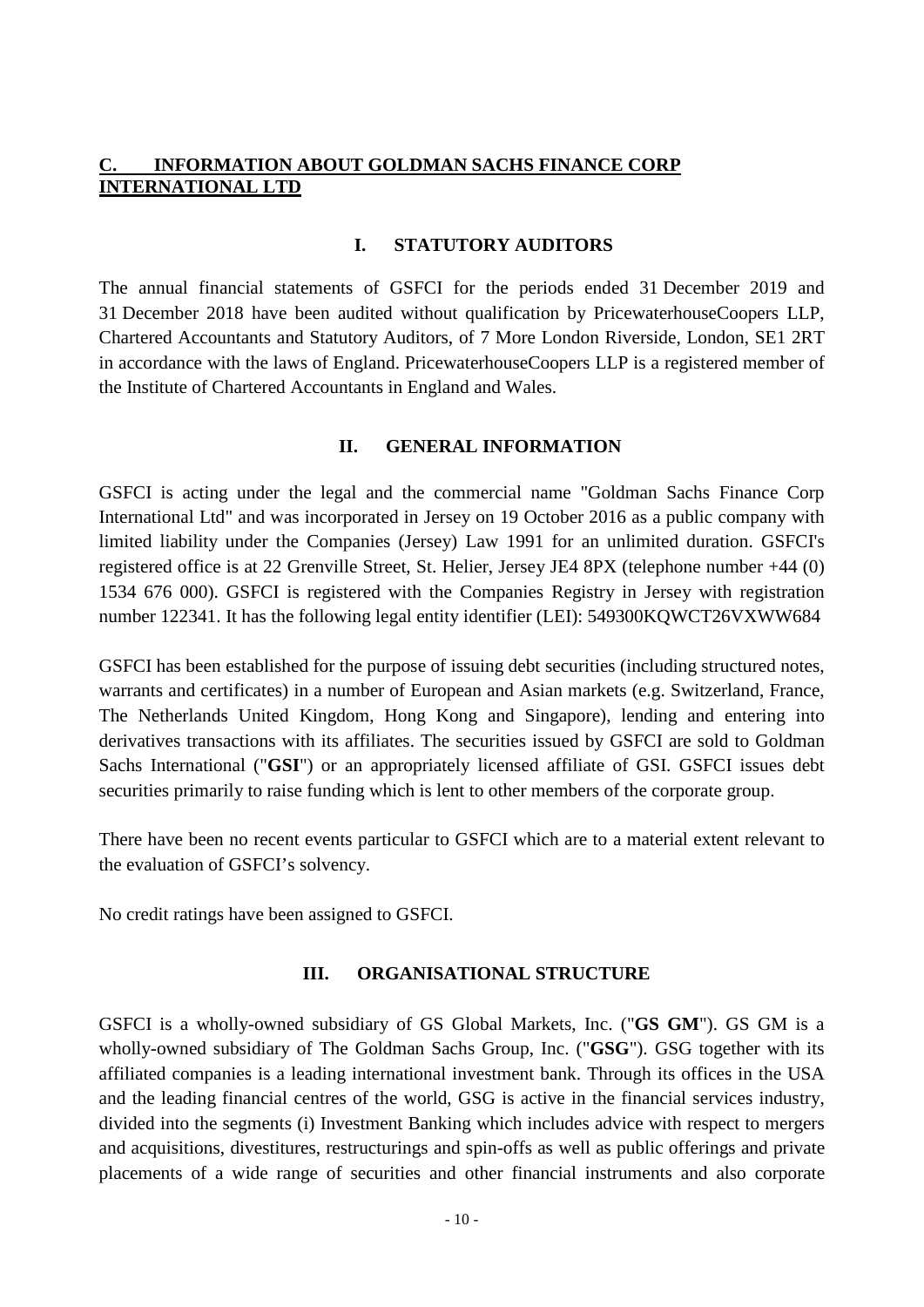## C. INFORMATION ABOUT GOLDMAN SACHS FINANCE CORP INTERNATIONAL LTD

### I. STATUTORY AUDITORS

The annual financial statements of GSFCI for the periods ended 31 December 2019 and 31 December 2018 have been audited without qualification by PricewaterhouseCoopers LLP, Chartered Accountants and Statutory Auditors, of 7 More London Riverside, London, SE1 2RT in accordance with the laws of England. PricewaterhouseCoopers LLP is a registered member of the Institute of Chartered Accountants in England and Wales.

### II. GENERAL INFORMATION

GSFCI is acting under the legal and the commercial name "Goldman Sachs Finance Corp International Ltd" and was incorporated in Jersey on 19 October 2016 as a public company with limited liability under the Companies (Jersey) Law 1991 for an unlimited duration. GSFCI's registered office is at 22 Grenville Street, St. Helier, Jersey JE4 8PX (telephone number +44 (0) 1534 676 000). GSFCI is registered with the Companies Registry in Jersey with registration number 122341. It has the following legal entity identifier (LEI): 549300KQWCT26VXWW684

GSFCI has been established for the purpose of issuing debt securities (including structured notes, warrants and certificates) in a number of European and Asian markets (e.g. Switzerland, France, The Netherlands United Kingdom, Hong Kong and Singapore), lending and entering into derivatives transactions with its affiliates. The securities issued by GSFCI are sold to Goldman Sachs International ("**GSI**") or an appropriately licensed affiliate of GSI. GSFCI issues debt securities primarily to raise funding which is lent to other members of the corporate group.

There have been no recent events particular to GSFCI which are to a material extent relevant to the evaluation of GSFCI's solvency.

No credit ratings have been assigned to GSFCI.

### III. ORGANISATIONAL STRUCTURE

GSFCI is a wholly-owned subsidiary of GS Global Markets, Inc. ("**GS GM**"). GS GM is a wholly-owned subsidiary of The Goldman Sachs Group, Inc. ("**GSG**"). GSG together with its affiliated companies is a leading international investment bank. Through its offices in the USA and the leading financial centres of the world, GSG is active in the financial services industry, divided into the segments (i) Investment Banking which includes advice with respect to mergers and acquisitions, divestitures, restructurings and spin-offs as well as public offerings and private placements of a wide range of securities and other financial instruments and also corporate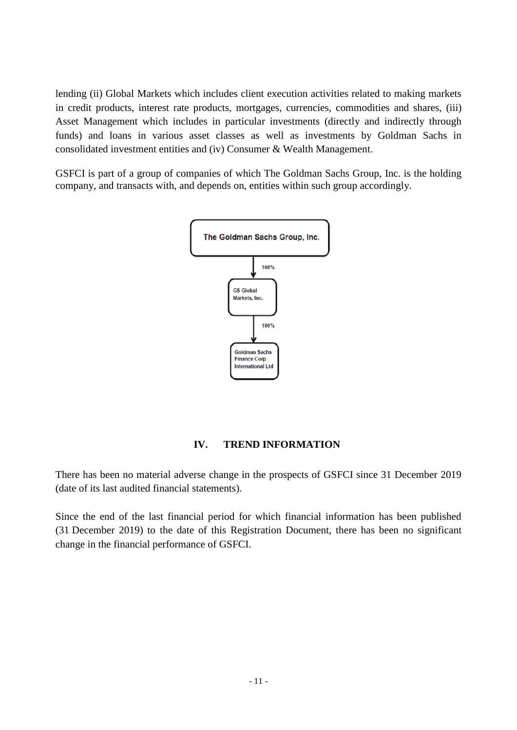lending (ii) Global Markets which includes client execution activities related to making markets in credit products, interest rate products, mortgages, currencies, commodities and shares, (iii) Asset Management which includes in particular investments (directly and indirectly through funds) and loans in various asset classes as well as investments by Goldman Sachs in consolidated investment entities and (iv) Consumer & Wealth Management.

GSFCI is part of a group of companies of which The Goldman Sachs Group, Inc. is the holding company, and transacts with, and depends on, entities within such group accordingly.

The Goldman Sachs Group, Inc.

↓ 100%

GS Global Markets, Inc.

↓ 100%

Goldman Sachs Finance Corp International Ltd

## IV. TREND INFORMATION

There has been no material adverse change in the prospects of GSFCI since 31 December 2019 (date of its last audited financial statements).

Since the end of the last financial period for which financial information has been published (31 December 2019) to the date of this Registration Document, there has been no significant change in the financial performance of GSFCI.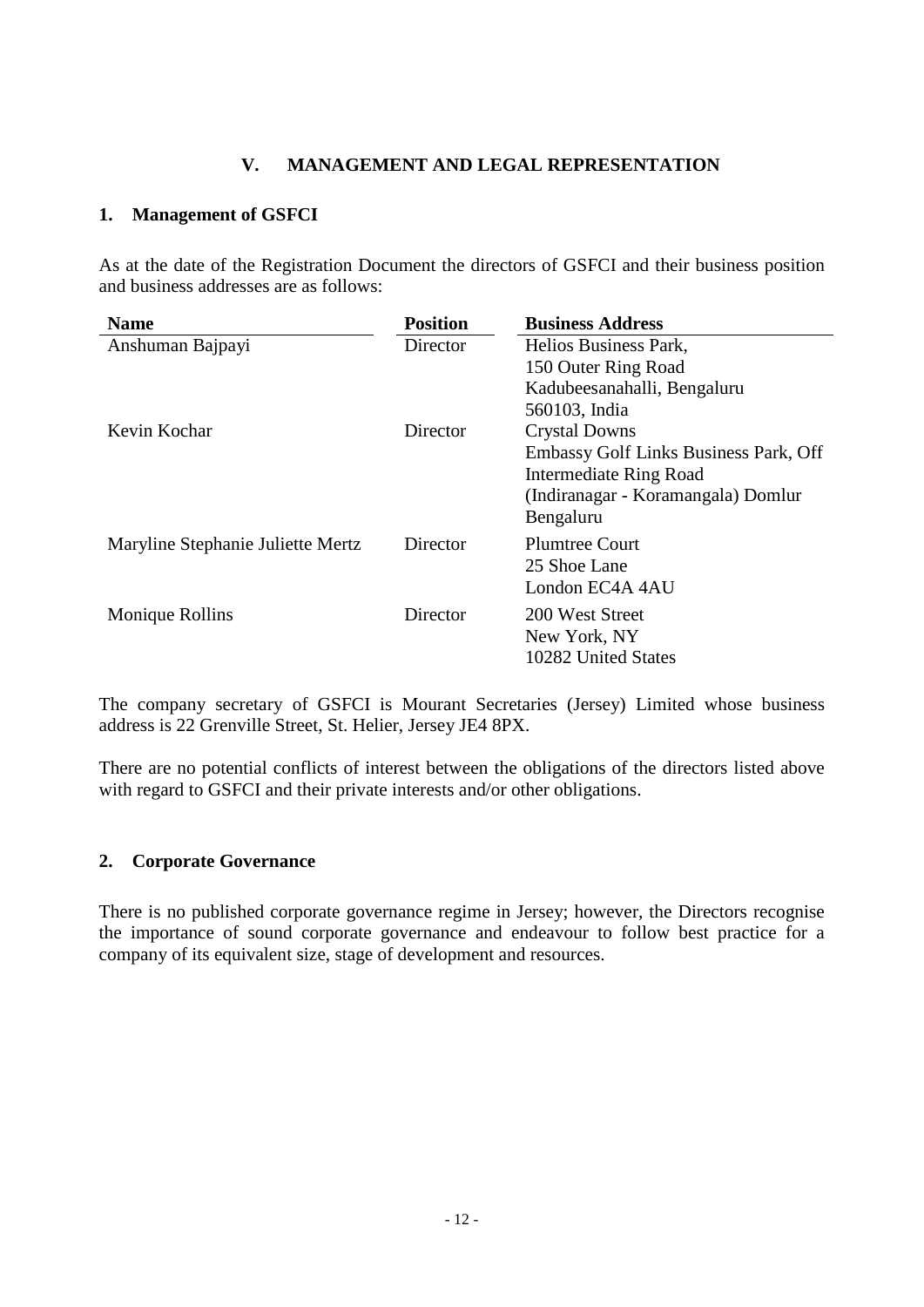## V. MANAGEMENT AND LEGAL REPRESENTATION

### 1. Management of GSFCI

As at the date of the Registration Document the directors of GSFCI and their business position and business addresses are as follows:

| Name | Position | Business Address |
|---|---|---|
| Anshuman Bajpayi | Director | Helios Business Park, 150 Outer Ring Road Kadubeesanahalli, Bengaluru 560103, India |
| Kevin Kochar | Director | Crystal Downs Embassy Golf Links Business Park, Off Intermediate Ring Road (Indiranagar - Koramangala) Domlur Bengaluru |
| Maryline Stephanie Juliette Mertz | Director | Plumtree Court 25 Shoe Lane London EC4A 4AU |
| Monique Rollins | Director | 200 West Street New York, NY 10282 United States |

The company secretary of GSFCI is Mourant Secretaries (Jersey) Limited whose business address is 22 Grenville Street, St. Helier, Jersey JE4 8PX.

There are no potential conflicts of interest between the obligations of the directors listed above with regard to GSFCI and their private interests and/or other obligations.

### 2. Corporate Governance

There is no published corporate governance regime in Jersey; however, the Directors recognise the importance of sound corporate governance and endeavour to follow best practice for a company of its equivalent size, stage of development and resources.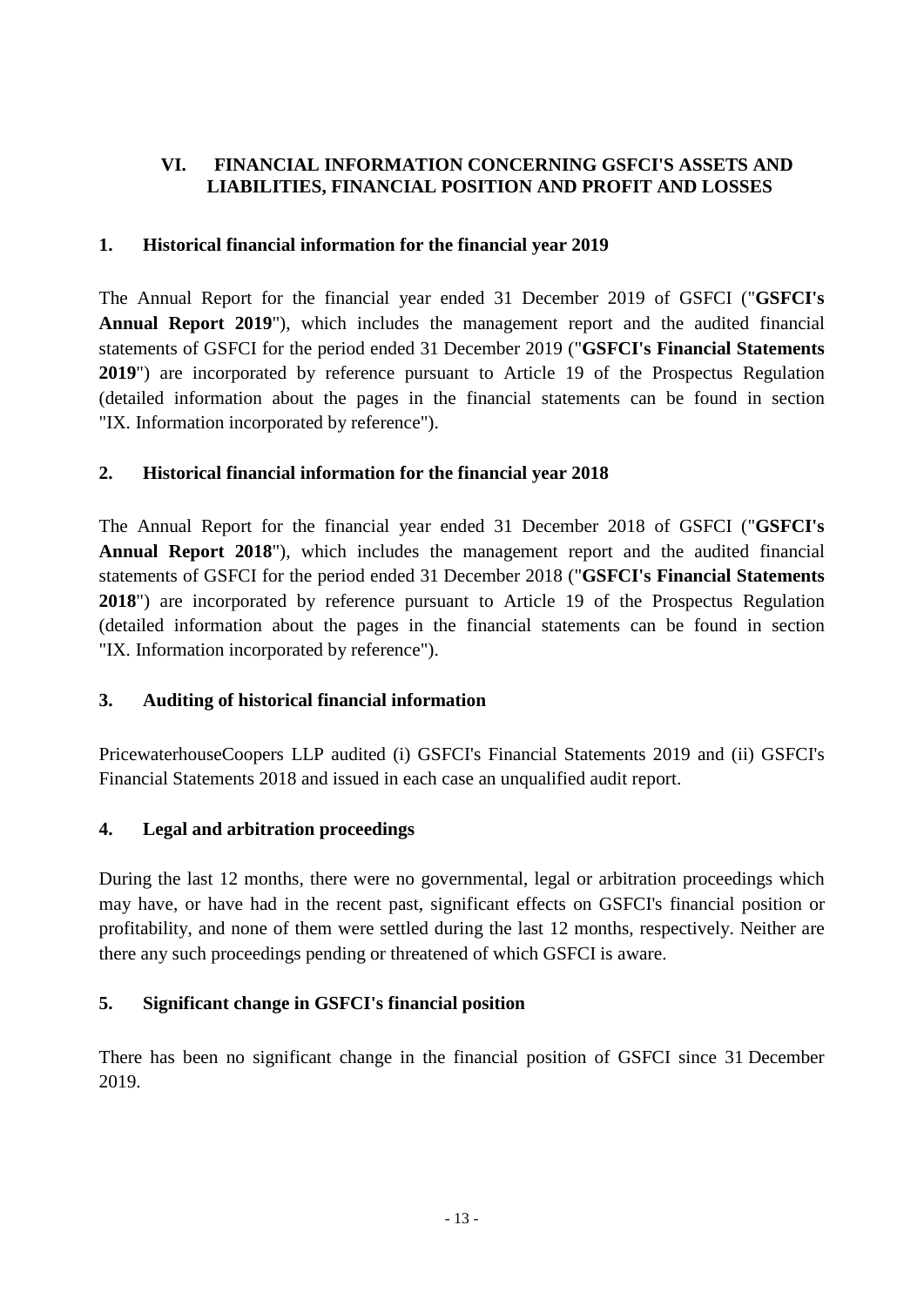## VI. FINANCIAL INFORMATION CONCERNING GSFCI'S ASSETS AND LIABILITIES, FINANCIAL POSITION AND PROFIT AND LOSSES

### 1. Historical financial information for the financial year 2019

The Annual Report for the financial year ended 31 December 2019 of GSFCI ("**GSFCI's Annual Report 2019**"), which includes the management report and the audited financial statements of GSFCI for the period ended 31 December 2019 ("**GSFCI's Financial Statements 2019**") are incorporated by reference pursuant to Article 19 of the Prospectus Regulation (detailed information about the pages in the financial statements can be found in section "IX. Information incorporated by reference").

### 2. Historical financial information for the financial year 2018

The Annual Report for the financial year ended 31 December 2018 of GSFCI ("**GSFCI's Annual Report 2018**"), which includes the management report and the audited financial statements of GSFCI for the period ended 31 December 2018 ("**GSFCI's Financial Statements 2018**") are incorporated by reference pursuant to Article 19 of the Prospectus Regulation (detailed information about the pages in the financial statements can be found in section "IX. Information incorporated by reference").

### 3. Auditing of historical financial information

PricewaterhouseCoopers LLP audited (i) GSFCI's Financial Statements 2019 and (ii) GSFCI's Financial Statements 2018 and issued in each case an unqualified audit report.

### 4. Legal and arbitration proceedings

During the last 12 months, there were no governmental, legal or arbitration proceedings which may have, or have had in the recent past, significant effects on GSFCI's financial position or profitability, and none of them were settled during the last 12 months, respectively. Neither are there any such proceedings pending or threatened of which GSFCI is aware.

### 5. Significant change in GSFCI's financial position

There has been no significant change in the financial position of GSFCI since 31 December 2019.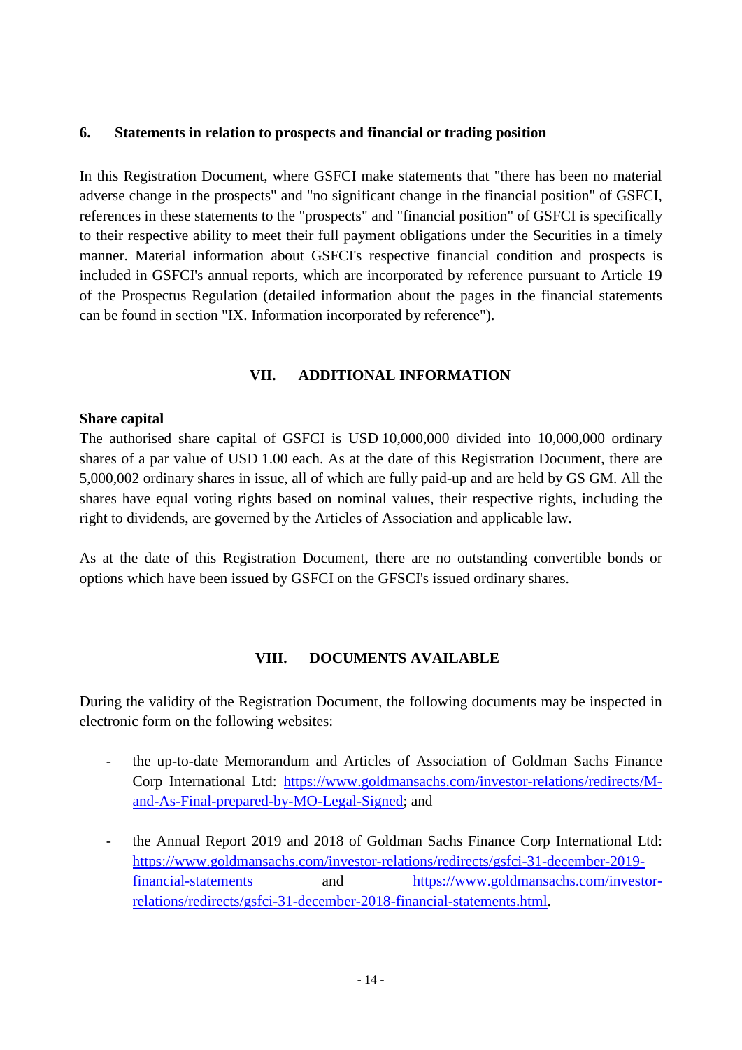### 6. Statements in relation to prospects and financial or trading position

In this Registration Document, where GSFCI make statements that "there has been no material adverse change in the prospects" and "no significant change in the financial position" of GSFCI, references in these statements to the "prospects" and "financial position" of GSFCI is specifically to their respective ability to meet their full payment obligations under the Securities in a timely manner. Material information about GSFCI's respective financial condition and prospects is included in GSFCI's annual reports, which are incorporated by reference pursuant to Article 19 of the Prospectus Regulation (detailed information about the pages in the financial statements can be found in section "IX. Information incorporated by reference").

## VII. ADDITIONAL INFORMATION

**Share capital**

The authorised share capital of GSFCI is USD 10,000,000 divided into 10,000,000 ordinary shares of a par value of USD 1.00 each. As at the date of this Registration Document, there are 5,000,002 ordinary shares in issue, all of which are fully paid-up and are held by GS GM. All the shares have equal voting rights based on nominal values, their respective rights, including the right to dividends, are governed by the Articles of Association and applicable law.

As at the date of this Registration Document, there are no outstanding convertible bonds or options which have been issued by GSFCI on the GFSCI's issued ordinary shares.

## VIII. DOCUMENTS AVAILABLE

During the validity of the Registration Document, the following documents may be inspected in electronic form on the following websites:

- the up-to-date Memorandum and Articles of Association of Goldman Sachs Finance Corp International Ltd: https://www.goldmansachs.com/investor-relations/redirects/M-and-As-Final-prepared-by-MO-Legal-Signed; and

- the Annual Report 2019 and 2018 of Goldman Sachs Finance Corp International Ltd: https://www.goldmansachs.com/investor-relations/redirects/gsfci-31-december-2019-financial-statements and https://www.goldmansachs.com/investor-relations/redirects/gsfci-31-december-2018-financial-statements.html.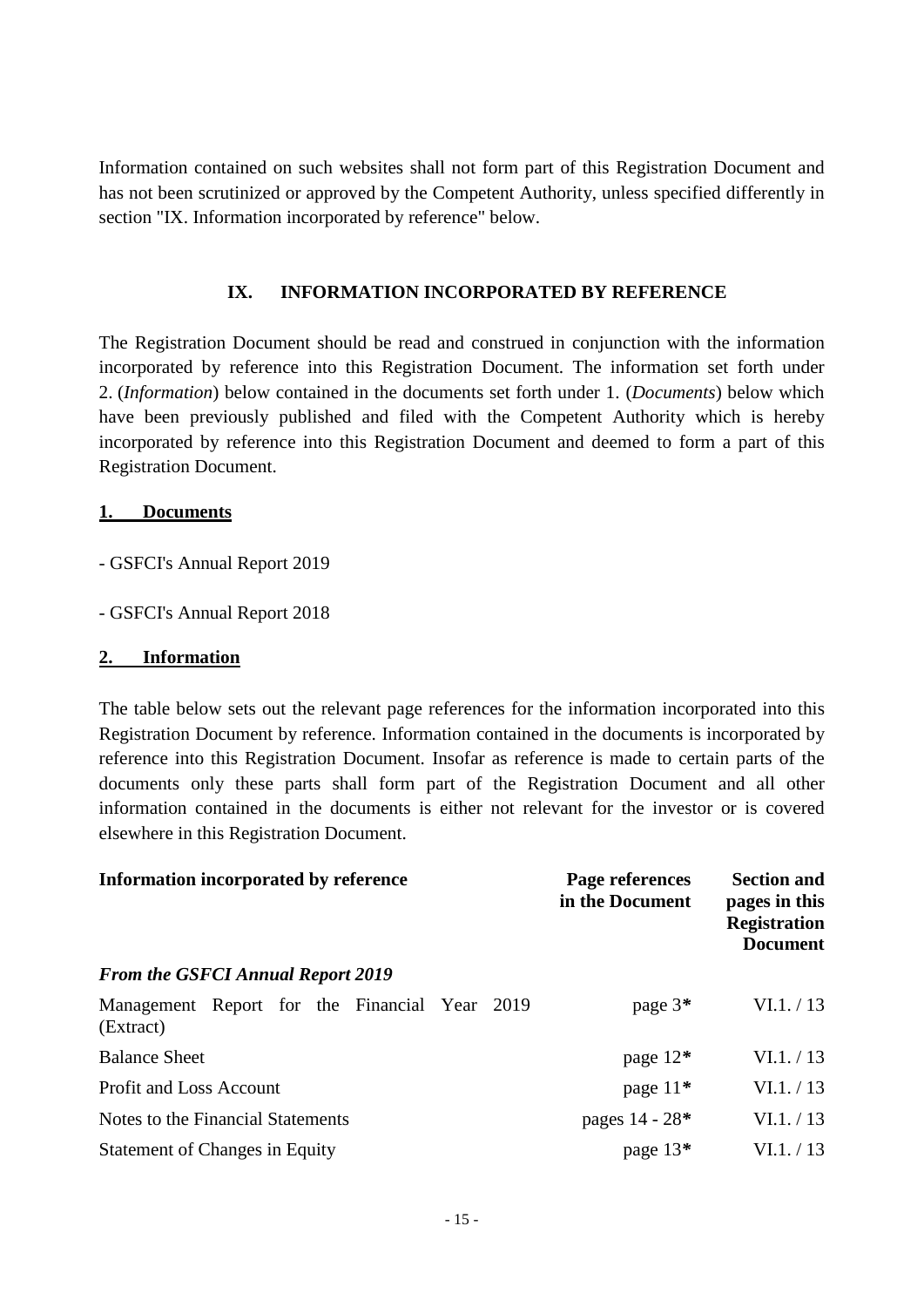Information contained on such websites shall not form part of this Registration Document and has not been scrutinized or approved by the Competent Authority, unless specified differently in section "IX. Information incorporated by reference" below.

## IX. INFORMATION INCORPORATED BY REFERENCE

The Registration Document should be read and construed in conjunction with the information incorporated by reference into this Registration Document. The information set forth under 2. (*Information*) below contained in the documents set forth under 1. (*Documents*) below which have been previously published and filed with the Competent Authority which is hereby incorporated by reference into this Registration Document and deemed to form a part of this Registration Document.

### 1. Documents

- GSFCI's Annual Report 2019

- GSFCI's Annual Report 2018

### 2. Information

The table below sets out the relevant page references for the information incorporated into this Registration Document by reference. Information contained in the documents is incorporated by reference into this Registration Document. Insofar as reference is made to certain parts of the documents only these parts shall form part of the Registration Document and all other information contained in the documents is either not relevant for the investor or is covered elsewhere in this Registration Document.

| Information incorporated by reference | Page references in the Document | Section and pages in this Registration Document |
|---|---|---|
| ***From the GSFCI Annual Report 2019*** | | |
| Management Report for the Financial Year 2019 (Extract) | page 3* | VI.1. / 13 |
| Balance Sheet | page 12* | VI.1. / 13 |
| Profit and Loss Account | page 11* | VI.1. / 13 |
| Notes to the Financial Statements | pages 14 - 28* | VI.1. / 13 |
| Statement of Changes in Equity | page 13* | VI.1. / 13 |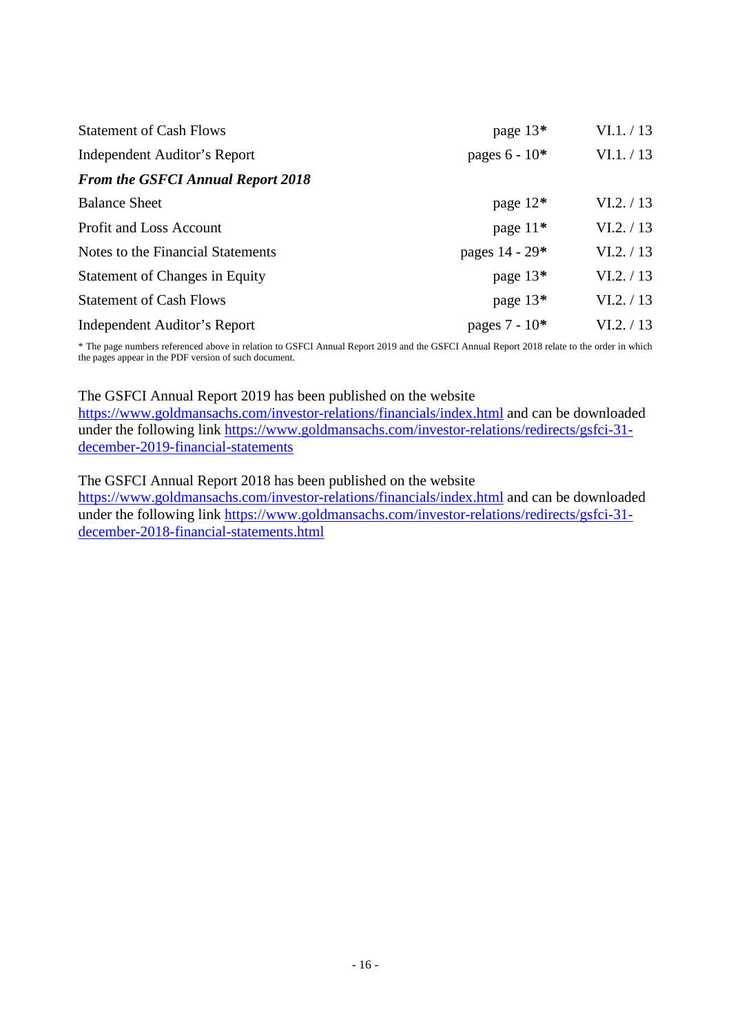| | | |
|---|---|---|
| Statement of Cash Flows | page 13* | VI.1. / 13 |
| Independent Auditor's Report | pages 6 - 10* | VI.1. / 13 |
| ***From the GSFCI Annual Report 2018*** | | |
| Balance Sheet | page 12* | VI.2. / 13 |
| Profit and Loss Account | page 11* | VI.2. / 13 |
| Notes to the Financial Statements | pages 14 - 29* | VI.2. / 13 |
| Statement of Changes in Equity | page 13* | VI.2. / 13 |
| Statement of Cash Flows | page 13* | VI.2. / 13 |
| Independent Auditor's Report | pages 7 - 10* | VI.2. / 13 |

* The page numbers referenced above in relation to GSFCI Annual Report 2019 and the GSFCI Annual Report 2018 relate to the order in which the pages appear in the PDF version of such document.

The GSFCI Annual Report 2019 has been published on the website https://www.goldmansachs.com/investor-relations/financials/index.html and can be downloaded under the following link https://www.goldmansachs.com/investor-relations/redirects/gsfci-31-december-2019-financial-statements

The GSFCI Annual Report 2018 has been published on the website https://www.goldmansachs.com/investor-relations/financials/index.html and can be downloaded under the following link https://www.goldmansachs.com/investor-relations/redirects/gsfci-31-december-2018-financial-statements.html